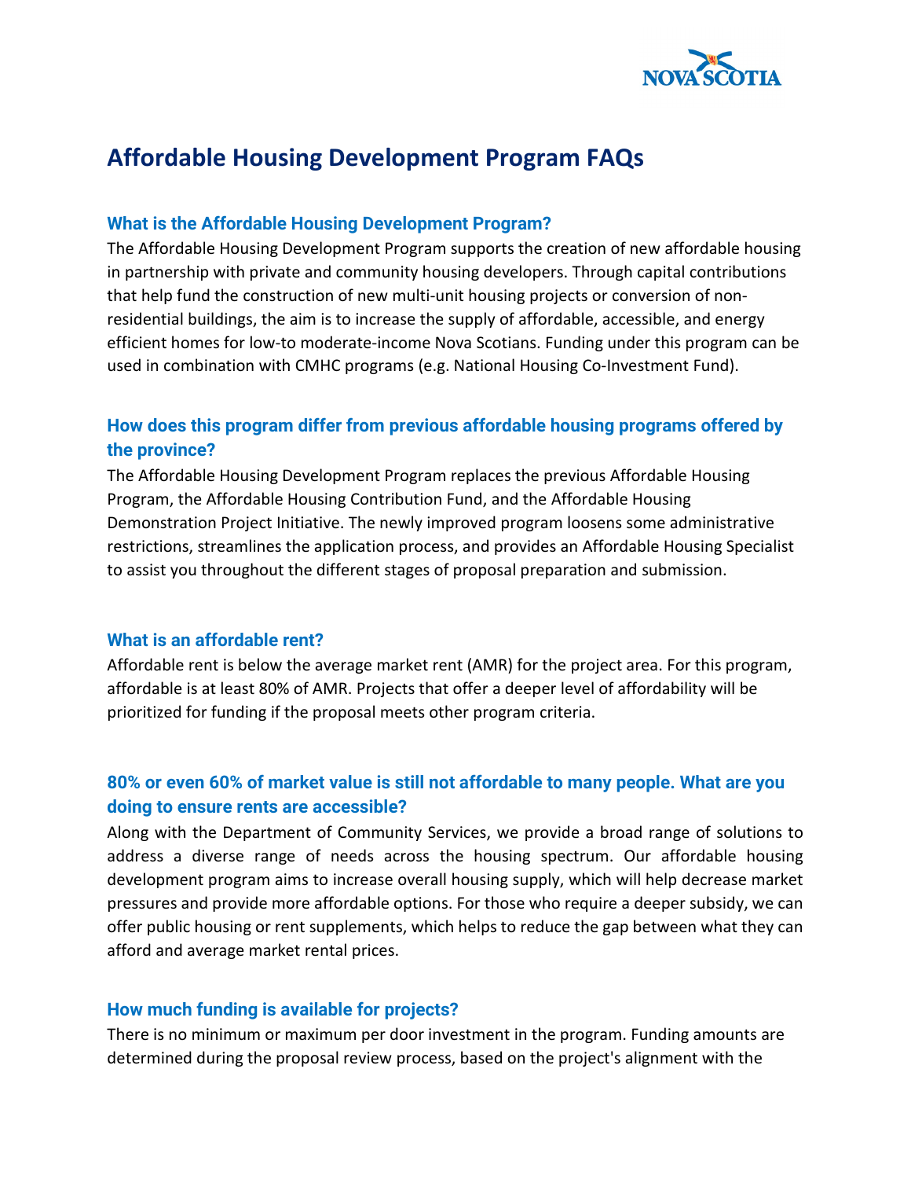# Affordable Housing Development Program FAQs

### What is the Affordable Housing Development Program?

The Affordable Housing Development Program supports the creation of new affordable housing in partnership with private and community housing developers. Through capital contributions that help fund the construction of new multi-unit housing projects or conversion of non-residential buildings, the aim is to increase the supply of affordable, accessible, and energy efficient homes for low-to moderate-income Nova Scotians. Funding under this program can be used in combination with CMHC programs (e.g. National Housing Co-Investment Fund).

### How does this program differ from previous affordable housing programs offered by the province?

The Affordable Housing Development Program replaces the previous Affordable Housing Program, the Affordable Housing Contribution Fund, and the Affordable Housing Demonstration Project Initiative. The newly improved program loosens some administrative restrictions, streamlines the application process, and provides an Affordable Housing Specialist to assist you throughout the different stages of proposal preparation and submission.

### What is an affordable rent?

Affordable rent is below the average market rent (AMR) for the project area. For this program, affordable is at least 80% of AMR. Projects that offer a deeper level of affordability will be prioritized for funding if the proposal meets other program criteria.

### 80% or even 60% of market value is still not affordable to many people. What are you doing to ensure rents are accessible?

Along with the Department of Community Services, we provide a broad range of solutions to address a diverse range of needs across the housing spectrum. Our affordable housing development program aims to increase overall housing supply, which will help decrease market pressures and provide more affordable options. For those who require a deeper subsidy, we can offer public housing or rent supplements, which helps to reduce the gap between what they can afford and average market rental prices.

### How much funding is available for projects?

There is no minimum or maximum per door investment in the program. Funding amounts are determined during the proposal review process, based on the project's alignment with the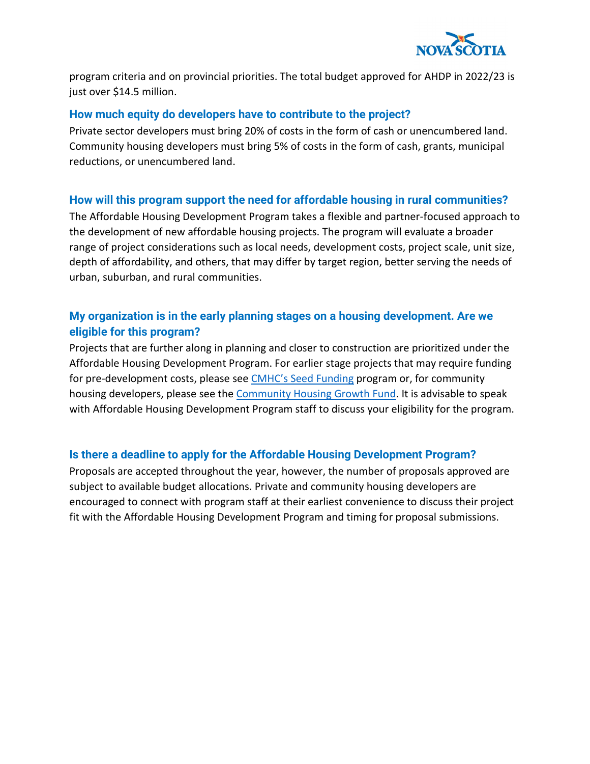program criteria and on provincial priorities. The total budget approved for AHDP in 2022/23 is just over $14.5 million.

### How much equity do developers have to contribute to the project?

Private sector developers must bring 20% of costs in the form of cash or unencumbered land. Community housing developers must bring 5% of costs in the form of cash, grants, municipal reductions, or unencumbered land.

### How will this program support the need for affordable housing in rural communities?

The Affordable Housing Development Program takes a flexible and partner-focused approach to the development of new affordable housing projects. The program will evaluate a broader range of project considerations such as local needs, development costs, project scale, unit size, depth of affordability, and others, that may differ by target region, better serving the needs of urban, suburban, and rural communities.

### My organization is in the early planning stages on a housing development. Are we eligible for this program?

Projects that are further along in planning and closer to construction are prioritized under the Affordable Housing Development Program. For earlier stage projects that may require funding for pre-development costs, please see CMHC's Seed Funding program or, for community housing developers, please see the Community Housing Growth Fund. It is advisable to speak with Affordable Housing Development Program staff to discuss your eligibility for the program.

### Is there a deadline to apply for the Affordable Housing Development Program?

Proposals are accepted throughout the year, however, the number of proposals approved are subject to available budget allocations. Private and community housing developers are encouraged to connect with program staff at their earliest convenience to discuss their project fit with the Affordable Housing Development Program and timing for proposal submissions.